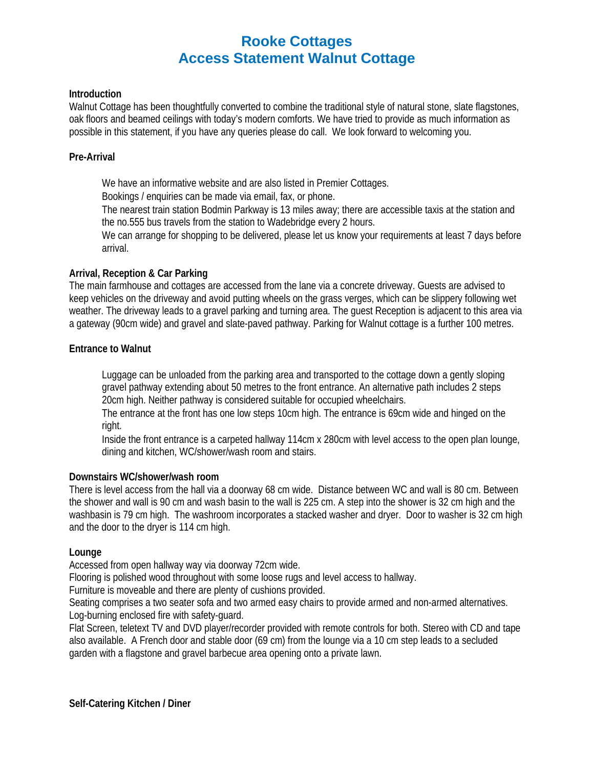# Rooke Cottages
# Access Statement Walnut Cottage

**Introduction**

Walnut Cottage has been thoughtfully converted to combine the traditional style of natural stone, slate flagstones, oak floors and beamed ceilings with today's modern comforts. We have tried to provide as much information as possible in this statement, if you have any queries please do call. We look forward to welcoming you.

**Pre-Arrival**

We have an informative website and are also listed in Premier Cottages.

Bookings / enquiries can be made via email, fax, or phone.

The nearest train station Bodmin Parkway is 13 miles away; there are accessible taxis at the station and the no.555 bus travels from the station to Wadebridge every 2 hours.

We can arrange for shopping to be delivered, please let us know your requirements at least 7 days before arrival.

**Arrival, Reception & Car Parking**

The main farmhouse and cottages are accessed from the lane via a concrete driveway. Guests are advised to keep vehicles on the driveway and avoid putting wheels on the grass verges, which can be slippery following wet weather. The driveway leads to a gravel parking and turning area. The guest Reception is adjacent to this area via a gateway (90cm wide) and gravel and slate-paved pathway. Parking for Walnut cottage is a further 100 metres.

**Entrance to Walnut**

Luggage can be unloaded from the parking area and transported to the cottage down a gently sloping gravel pathway extending about 50 metres to the front entrance. An alternative path includes 2 steps 20cm high. Neither pathway is considered suitable for occupied wheelchairs.

The entrance at the front has one low steps 10cm high. The entrance is 69cm wide and hinged on the right.

Inside the front entrance is a carpeted hallway 114cm x 280cm with level access to the open plan lounge, dining and kitchen, WC/shower/wash room and stairs.

**Downstairs WC/shower/wash room**

There is level access from the hall via a doorway 68 cm wide. Distance between WC and wall is 80 cm. Between the shower and wall is 90 cm and wash basin to the wall is 225 cm. A step into the shower is 32 cm high and the washbasin is 79 cm high. The washroom incorporates a stacked washer and dryer. Door to washer is 32 cm high and the door to the dryer is 114 cm high.

**Lounge**

Accessed from open hallway way via doorway 72cm wide.

Flooring is polished wood throughout with some loose rugs and level access to hallway.

Furniture is moveable and there are plenty of cushions provided.

Seating comprises a two seater sofa and two armed easy chairs to provide armed and non-armed alternatives.

Log-burning enclosed fire with safety-guard.

Flat Screen, teletext TV and DVD player/recorder provided with remote controls for both. Stereo with CD and tape also available. A French door and stable door (69 cm) from the lounge via a 10 cm step leads to a secluded garden with a flagstone and gravel barbecue area opening onto a private lawn.

**Self-Catering Kitchen / Diner**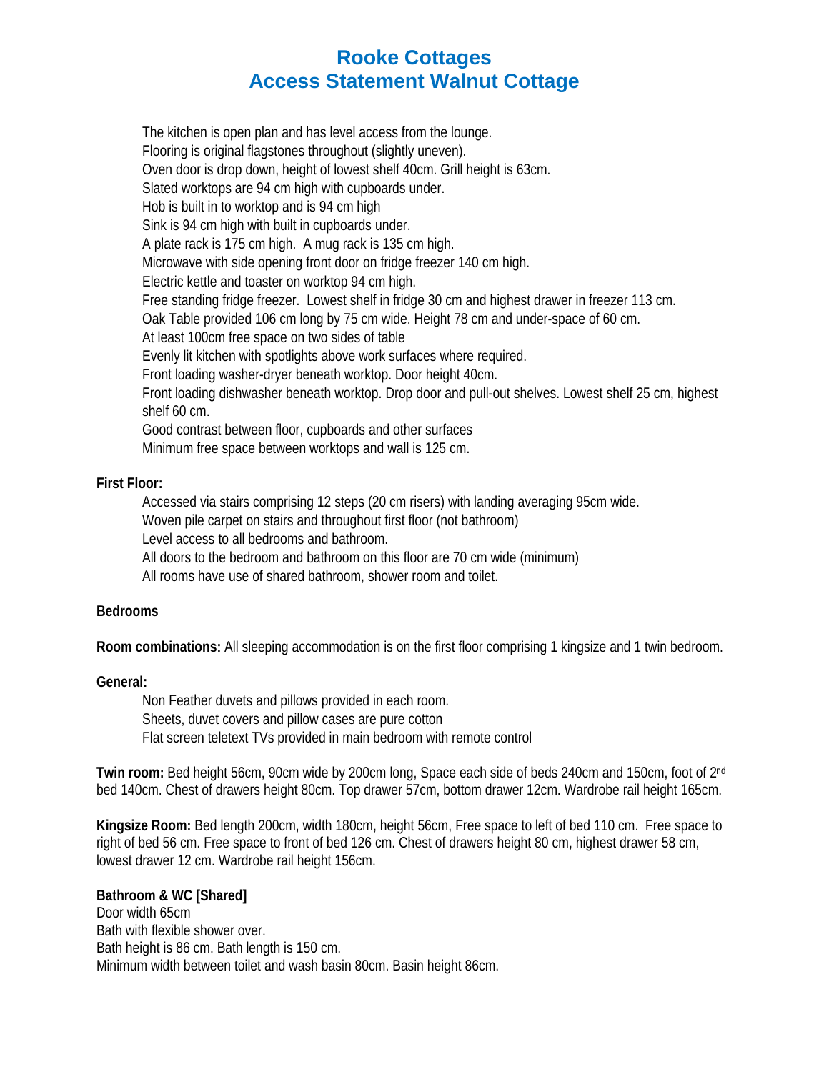# Rooke Cottages
# Access Statement Walnut Cottage

The kitchen is open plan and has level access from the lounge.
Flooring is original flagstones throughout (slightly uneven).
Oven door is drop down, height of lowest shelf 40cm. Grill height is 63cm.
Slated worktops are 94 cm high with cupboards under.
Hob is built in to worktop and is 94 cm high
Sink is 94 cm high with built in cupboards under.
A plate rack is 175 cm high. A mug rack is 135 cm high.
Microwave with side opening front door on fridge freezer 140 cm high.
Electric kettle and toaster on worktop 94 cm high.
Free standing fridge freezer. Lowest shelf in fridge 30 cm and highest drawer in freezer 113 cm.
Oak Table provided 106 cm long by 75 cm wide. Height 78 cm and under-space of 60 cm.
At least 100cm free space on two sides of table
Evenly lit kitchen with spotlights above work surfaces where required.
Front loading washer-dryer beneath worktop. Door height 40cm.
Front loading dishwasher beneath worktop. Drop door and pull-out shelves. Lowest shelf 25 cm, highest shelf 60 cm.
Good contrast between floor, cupboards and other surfaces
Minimum free space between worktops and wall is 125 cm.

**First Floor:**

Accessed via stairs comprising 12 steps (20 cm risers) with landing averaging 95cm wide.
Woven pile carpet on stairs and throughout first floor (not bathroom)
Level access to all bedrooms and bathroom.
All doors to the bedroom and bathroom on this floor are 70 cm wide (minimum)
All rooms have use of shared bathroom, shower room and toilet.

**Bedrooms**

**Room combinations:** All sleeping accommodation is on the first floor comprising 1 kingsize and 1 twin bedroom.

**General:**

Non Feather duvets and pillows provided in each room.
Sheets, duvet covers and pillow cases are pure cotton
Flat screen teletext TVs provided in main bedroom with remote control

**Twin room:** Bed height 56cm, 90cm wide by 200cm long, Space each side of beds 240cm and 150cm, foot of 2nd bed 140cm. Chest of drawers height 80cm. Top drawer 57cm, bottom drawer 12cm. Wardrobe rail height 165cm.

**Kingsize Room:** Bed length 200cm, width 180cm, height 56cm, Free space to left of bed 110 cm. Free space to right of bed 56 cm. Free space to front of bed 126 cm. Chest of drawers height 80 cm, highest drawer 58 cm, lowest drawer 12 cm. Wardrobe rail height 156cm.

**Bathroom & WC [Shared]**
Door width 65cm
Bath with flexible shower over.
Bath height is 86 cm. Bath length is 150 cm.
Minimum width between toilet and wash basin 80cm. Basin height 86cm.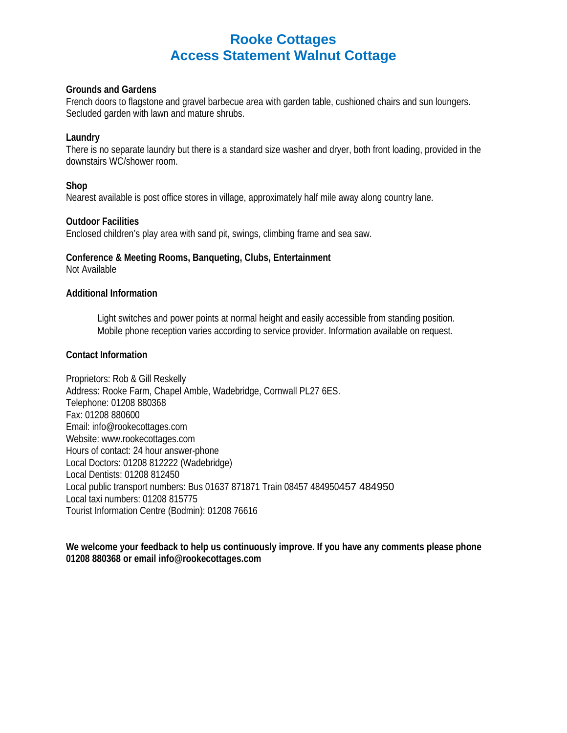# Rooke Cottages
# Access Statement Walnut Cottage

**Grounds and Gardens**
French doors to flagstone and gravel barbecue area with garden table, cushioned chairs and sun loungers. Secluded garden with lawn and mature shrubs.

**Laundry**
There is no separate laundry but there is a standard size washer and dryer, both front loading, provided in the downstairs WC/shower room.

**Shop**
Nearest available is post office stores in village, approximately half mile away along country lane.

**Outdoor Facilities**
Enclosed children's play area with sand pit, swings, climbing frame and sea saw.

**Conference & Meeting Rooms, Banqueting, Clubs, Entertainment**
Not Available

**Additional Information**

Light switches and power points at normal height and easily accessible from standing position.
Mobile phone reception varies according to service provider. Information available on request.

**Contact Information**

Proprietors: Rob & Gill Reskelly
Address: Rooke Farm, Chapel Amble, Wadebridge, Cornwall PL27 6ES.
Telephone: 01208 880368
Fax: 01208 880600
Email: info@rookecottages.com
Website: www.rookecottages.com
Hours of contact: 24 hour answer-phone
Local Doctors: 01208 812222 (Wadebridge)
Local Dentists: 01208 812450
Local public transport numbers: Bus 01637 871871 Train 08457 484950457 484950
Local taxi numbers: 01208 815775
Tourist Information Centre (Bodmin): 01208 76616

**We welcome your feedback to help us continuously improve. If you have any comments please phone 01208 880368 or email info@rookecottages.com**